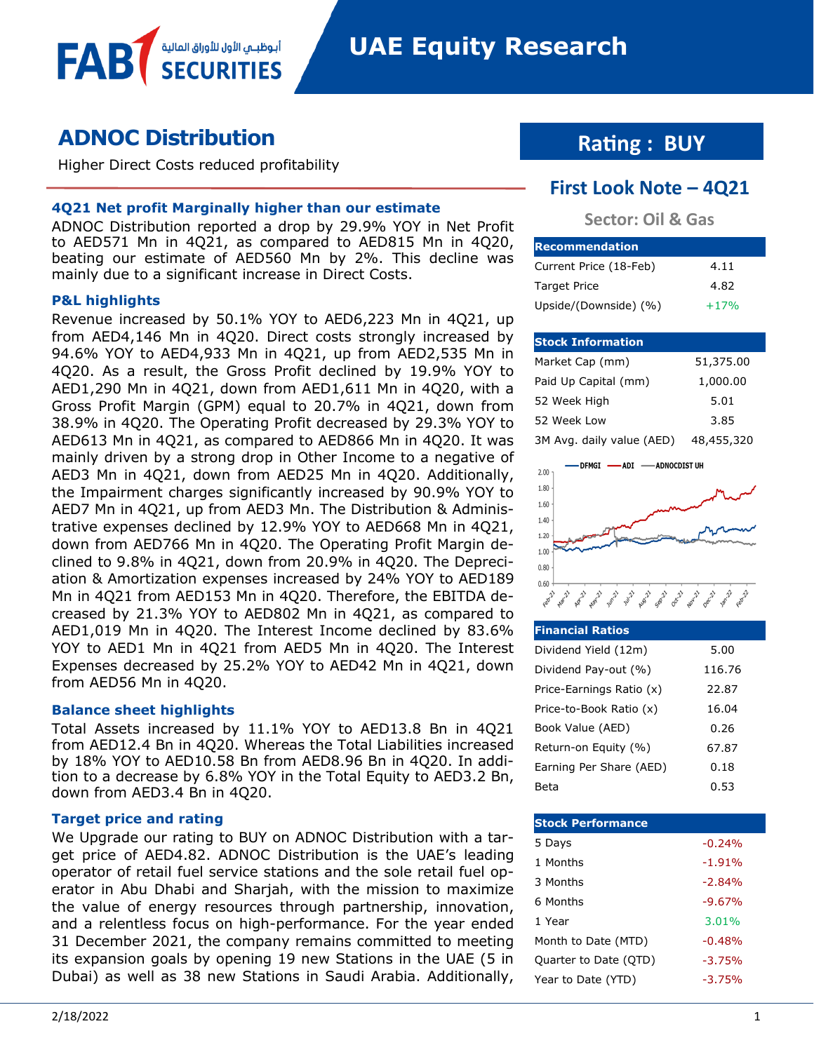# ADNOC Distribution

Higher Direct Costs reduced profitability

**Rating : BUY**

## First Look Note – 4Q21

**Sector: Oil & Gas**

| Recommendation | |
|---|---|
| Current Price (18-Feb) | 4.11 |
| Target Price | 4.82 |
| Upside/(Downside) (%) | +17% |

| Stock Information | |
|---|---|
| Market Cap (mm) | 51,375.00 |
| Paid Up Capital (mm) | 1,000.00 |
| 52 Week High | 5.01 |
| 52 Week Low | 3.85 |
| 3M Avg. daily value (AED) | 48,455,320 |

| Financial Ratios | |
|---|---|
| Dividend Yield (12m) | 5.00 |
| Dividend Pay-out (%) | 116.76 |
| Price-Earnings Ratio (x) | 22.87 |
| Price-to-Book Ratio (x) | 16.04 |
| Book Value (AED) | 0.26 |
| Return-on Equity (%) | 67.87 |
| Earning Per Share (AED) | 0.18 |
| Beta | 0.53 |

| Stock Performance | |
|---|---|
| 5 Days | -0.24% |
| 1 Months | -1.91% |
| 3 Months | -2.84% |
| 6 Months | -9.67% |
| 1 Year | 3.01% |
| Month to Date (MTD) | -0.48% |
| Quarter to Date (QTD) | -3.75% |
| Year to Date (YTD) | -3.75% |

### 4Q21 Net profit Marginally higher than our estimate

ADNOC Distribution reported a drop by 29.9% YOY in Net Profit to AED571 Mn in 4Q21, as compared to AED815 Mn in 4Q20, beating our estimate of AED560 Mn by 2%. This decline was mainly due to a significant increase in Direct Costs.

### P&L highlights

Revenue increased by 50.1% YOY to AED6,223 Mn in 4Q21, up from AED4,146 Mn in 4Q20. Direct costs strongly increased by 94.6% YOY to AED4,933 Mn in 4Q21, up from AED2,535 Mn in 4Q20. As a result, the Gross Profit declined by 19.9% YOY to AED1,290 Mn in 4Q21, down from AED1,611 Mn in 4Q20, with a Gross Profit Margin (GPM) equal to 20.7% in 4Q21, down from 38.9% in 4Q20. The Operating Profit decreased by 29.3% YOY to AED613 Mn in 4Q21, as compared to AED866 Mn in 4Q20. It was mainly driven by a strong drop in Other Income to a negative of AED3 Mn in 4Q21, down from AED25 Mn in 4Q20. Additionally, the Impairment charges significantly increased by 90.9% YOY to AED7 Mn in 4Q21, up from AED3 Mn. The Distribution & Administrative expenses declined by 12.9% YOY to AED668 Mn in 4Q21, down from AED766 Mn in 4Q20. The Operating Profit Margin declined to 9.8% in 4Q21, down from 20.9% in 4Q20. The Depreciation & Amortization expenses increased by 24% YOY to AED189 Mn in 4Q21 from AED153 Mn in 4Q20. Therefore, the EBITDA decreased by 21.3% YOY to AED802 Mn in 4Q21, as compared to AED1,019 Mn in 4Q20. The Interest Income declined by 83.6% YOY to AED1 Mn in 4Q21 from AED5 Mn in 4Q20. The Interest Expenses decreased by 25.2% YOY to AED42 Mn in 4Q21, down from AED56 Mn in 4Q20.

### Balance sheet highlights

Total Assets increased by 11.1% YOY to AED13.8 Bn in 4Q21 from AED12.4 Bn in 4Q20. Whereas the Total Liabilities increased by 18% YOY to AED10.58 Bn from AED8.96 Bn in 4Q20. In addition to a decrease by 6.8% YOY in the Total Equity to AED3.2 Bn, down from AED3.4 Bn in 4Q20.

### Target price and rating

We Upgrade our rating to BUY on ADNOC Distribution with a target price of AED4.82. ADNOC Distribution is the UAE's leading operator of retail fuel service stations and the sole retail fuel operator in Abu Dhabi and Sharjah, with the mission to maximize the value of energy resources through partnership, innovation, and a relentless focus on high-performance. For the year ended 31 December 2021, the company remains committed to meeting its expansion goals by opening 19 new Stations in the UAE (5 in Dubai) as well as 38 new Stations in Saudi Arabia. Additionally,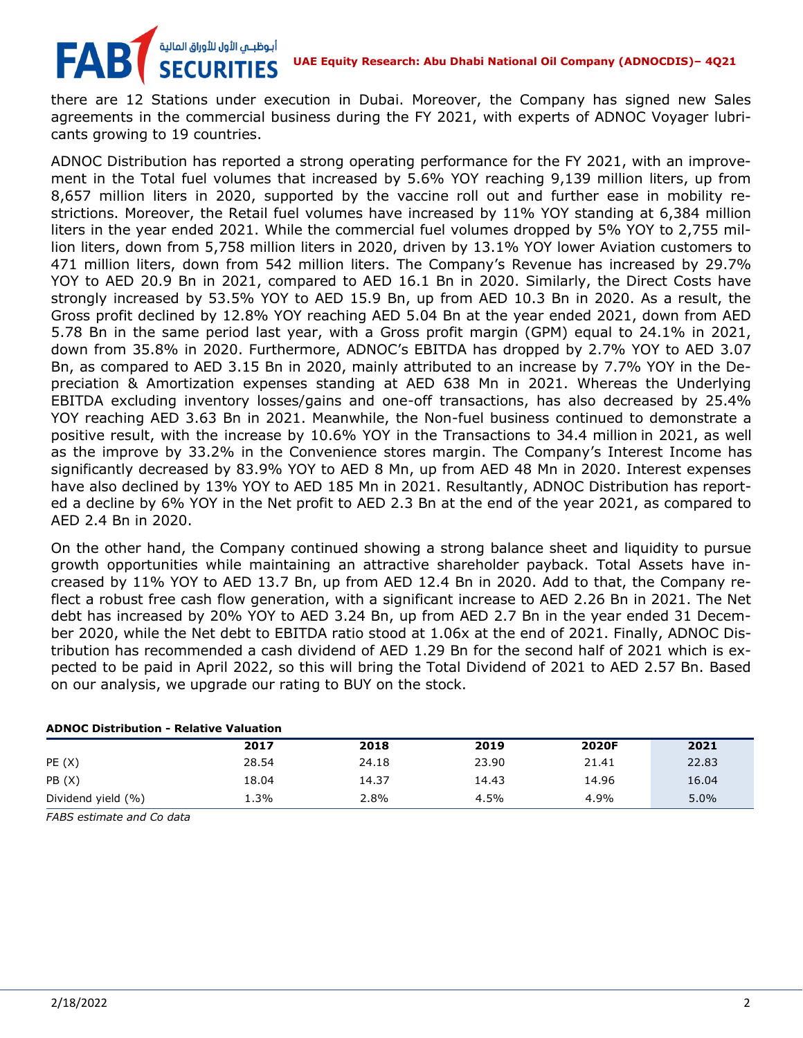there are 12 Stations under execution in Dubai. Moreover, the Company has signed new Sales agreements in the commercial business during the FY 2021, with experts of ADNOC Voyager lubricants growing to 19 countries.

ADNOC Distribution has reported a strong operating performance for the FY 2021, with an improvement in the Total fuel volumes that increased by 5.6% YOY reaching 9,139 million liters, up from 8,657 million liters in 2020, supported by the vaccine roll out and further ease in mobility restrictions. Moreover, the Retail fuel volumes have increased by 11% YOY standing at 6,384 million liters in the year ended 2021. While the commercial fuel volumes dropped by 5% YOY to 2,755 million liters, down from 5,758 million liters in 2020, driven by 13.1% YOY lower Aviation customers to 471 million liters, down from 542 million liters. The Company's Revenue has increased by 29.7% YOY to AED 20.9 Bn in 2021, compared to AED 16.1 Bn in 2020. Similarly, the Direct Costs have strongly increased by 53.5% YOY to AED 15.9 Bn, up from AED 10.3 Bn in 2020. As a result, the Gross profit declined by 12.8% YOY reaching AED 5.04 Bn at the year ended 2021, down from AED 5.78 Bn in the same period last year, with a Gross profit margin (GPM) equal to 24.1% in 2021, down from 35.8% in 2020. Furthermore, ADNOC's EBITDA has dropped by 2.7% YOY to AED 3.07 Bn, as compared to AED 3.15 Bn in 2020, mainly attributed to an increase by 7.7% YOY in the Depreciation & Amortization expenses standing at AED 638 Mn in 2021. Whereas the Underlying EBITDA excluding inventory losses/gains and one-off transactions, has also decreased by 25.4% YOY reaching AED 3.63 Bn in 2021. Meanwhile, the Non-fuel business continued to demonstrate a positive result, with the increase by 10.6% YOY in the Transactions to 34.4 million in 2021, as well as the improve by 33.2% in the Convenience stores margin. The Company's Interest Income has significantly decreased by 83.9% YOY to AED 8 Mn, up from AED 48 Mn in 2020. Interest expenses have also declined by 13% YOY to AED 185 Mn in 2021. Resultantly, ADNOC Distribution has reported a decline by 6% YOY in the Net profit to AED 2.3 Bn at the end of the year 2021, as compared to AED 2.4 Bn in 2020.

On the other hand, the Company continued showing a strong balance sheet and liquidity to pursue growth opportunities while maintaining an attractive shareholder payback. Total Assets have increased by 11% YOY to AED 13.7 Bn, up from AED 12.4 Bn in 2020. Add to that, the Company reflect a robust free cash flow generation, with a significant increase to AED 2.26 Bn in 2021. The Net debt has increased by 20% YOY to AED 3.24 Bn, up from AED 2.7 Bn in the year ended 31 December 2020, while the Net debt to EBITDA ratio stood at 1.06x at the end of 2021. Finally, ADNOC Distribution has recommended a cash dividend of AED 1.29 Bn for the second half of 2021 which is expected to be paid in April 2022, so this will bring the Total Dividend of 2021 to AED 2.57 Bn. Based on our analysis, we upgrade our rating to BUY on the stock.

**ADNOC Distribution - Relative Valuation**

| | 2017 | 2018 | 2019 | 2020F | 2021 |
|---|---|---|---|---|---|
| PE (X) | 28.54 | 24.18 | 23.90 | 21.41 | 22.83 |
| PB (X) | 18.04 | 14.37 | 14.43 | 14.96 | 16.04 |
| Dividend yield (%) | 1.3% | 2.8% | 4.5% | 4.9% | 5.0% |

*FABS estimate and Co data*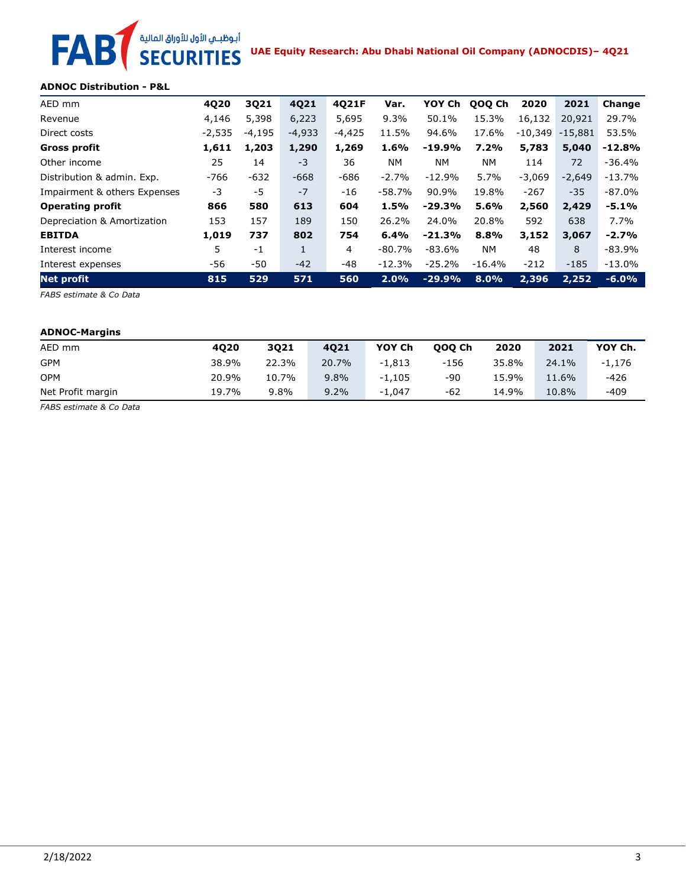**ADNOC Distribution - P&L**

| AED mm | 4Q20 | 3Q21 | 4Q21 | 4Q21F | Var. | YOY Ch | QOQ Ch | 2020 | 2021 | Change |
|---|---|---|---|---|---|---|---|---|---|---|
| Revenue | 4,146 | 5,398 | 6,223 | 5,695 | 9.3% | 50.1% | 15.3% | 16,132 | 20,921 | 29.7% |
| Direct costs | -2,535 | -4,195 | -4,933 | -4,425 | 11.5% | 94.6% | 17.6% | -10,349 | -15,881 | 53.5% |
| **Gross profit** | **1,611** | **1,203** | **1,290** | **1,269** | **1.6%** | **-19.9%** | **7.2%** | **5,783** | **5,040** | **-12.8%** |
| Other income | 25 | 14 | -3 | 36 | NM | NM | NM | 114 | 72 | -36.4% |
| Distribution & admin. Exp. | -766 | -632 | -668 | -686 | -2.7% | -12.9% | 5.7% | -3,069 | -2,649 | -13.7% |
| Impairment & others Expenses | -3 | -5 | -7 | -16 | -58.7% | 90.9% | 19.8% | -267 | -35 | -87.0% |
| **Operating profit** | **866** | **580** | **613** | **604** | **1.5%** | **-29.3%** | **5.6%** | **2,560** | **2,429** | **-5.1%** |
| Depreciation & Amortization | 153 | 157 | 189 | 150 | 26.2% | 24.0% | 20.8% | 592 | 638 | 7.7% |
| **EBITDA** | **1,019** | **737** | **802** | **754** | **6.4%** | **-21.3%** | **8.8%** | **3,152** | **3,067** | **-2.7%** |
| Interest income | 5 | -1 | 1 | 4 | -80.7% | -83.6% | NM | 48 | 8 | -83.9% |
| Interest expenses | -56 | -50 | -42 | -48 | -12.3% | -25.2% | -16.4% | -212 | -185 | -13.0% |
| **Net profit** | **815** | **529** | **571** | **560** | **2.0%** | **-29.9%** | **8.0%** | **2,396** | **2,252** | **-6.0%** |

*FABS estimate & Co Data*

**ADNOC-Margins**

| AED mm | 4Q20 | 3Q21 | 4Q21 | YOY Ch | QOQ Ch | 2020 | 2021 | YOY Ch. |
|---|---|---|---|---|---|---|---|---|
| GPM | 38.9% | 22.3% | 20.7% | -1,813 | -156 | 35.8% | 24.1% | -1,176 |
| OPM | 20.9% | 10.7% | 9.8% | -1,105 | -90 | 15.9% | 11.6% | -426 |
| Net Profit margin | 19.7% | 9.8% | 9.2% | -1,047 | -62 | 14.9% | 10.8% | -409 |

*FABS estimate & Co Data*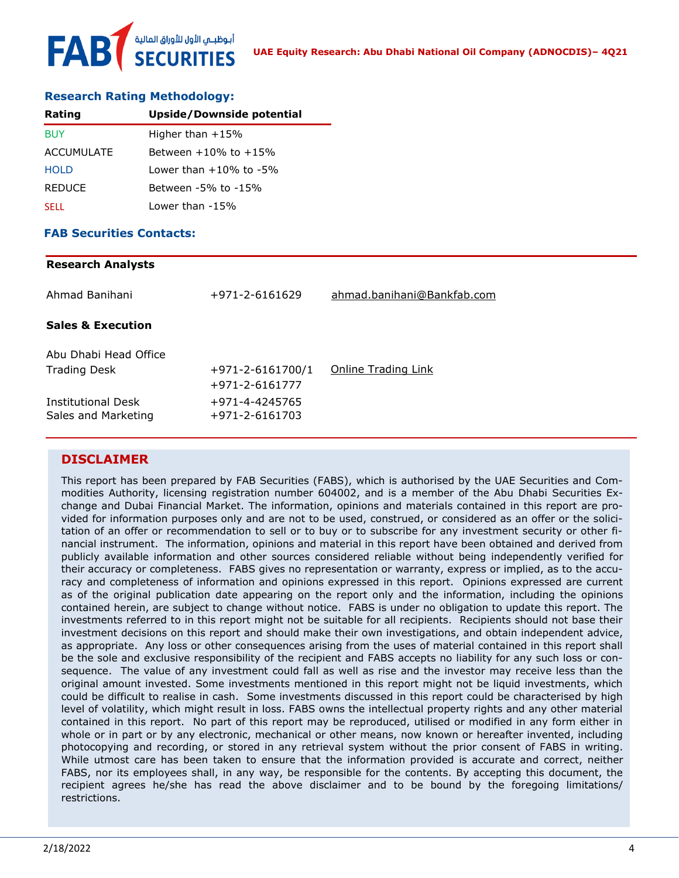## Research Rating Methodology:

| Rating | Upside/Downside potential |
|---|---|
| BUY | Higher than +15% |
| ACCUMULATE | Between +10% to +15% |
| HOLD | Lower than +10% to -5% |
| REDUCE | Between -5% to -15% |
| SELL | Lower than -15% |

## FAB Securities Contacts:

| **Research Analysts** | | |
|---|---|---|
| Ahmad Banihani | +971-2-6161629 | ahmad.banihani@Bankfab.com |
| **Sales & Execution** | | |
| Abu Dhabi Head Office | | |
| Trading Desk | +971-2-6161700/1<br>+971-2-6161777 | Online Trading Link |
| Institutional Desk | +971-4-4245765 | |
| Sales and Marketing | +971-2-6161703 | |

## DISCLAIMER

This report has been prepared by FAB Securities (FABS), which is authorised by the UAE Securities and Commodities Authority, licensing registration number 604002, and is a member of the Abu Dhabi Securities Exchange and Dubai Financial Market. The information, opinions and materials contained in this report are provided for information purposes only and are not to be used, construed, or considered as an offer or the solicitation of an offer or recommendation to sell or to buy or to subscribe for any investment security or other financial instrument. The information, opinions and material in this report have been obtained and derived from publicly available information and other sources considered reliable without being independently verified for their accuracy or completeness. FABS gives no representation or warranty, express or implied, as to the accuracy and completeness of information and opinions expressed in this report. Opinions expressed are current as of the original publication date appearing on the report only and the information, including the opinions contained herein, are subject to change without notice. FABS is under no obligation to update this report. The investments referred to in this report might not be suitable for all recipients. Recipients should not base their investment decisions on this report and should make their own investigations, and obtain independent advice, as appropriate. Any loss or other consequences arising from the uses of material contained in this report shall be the sole and exclusive responsibility of the recipient and FABS accepts no liability for any such loss or consequence. The value of any investment could fall as well as rise and the investor may receive less than the original amount invested. Some investments mentioned in this report might not be liquid investments, which could be difficult to realise in cash. Some investments discussed in this report could be characterised by high level of volatility, which might result in loss. FABS owns the intellectual property rights and any other material contained in this report. No part of this report may be reproduced, utilised or modified in any form either in whole or in part or by any electronic, mechanical or other means, now known or hereafter invented, including photocopying and recording, or stored in any retrieval system without the prior consent of FABS in writing. While utmost care has been taken to ensure that the information provided is accurate and correct, neither FABS, nor its employees shall, in any way, be responsible for the contents. By accepting this document, the recipient agrees he/she has read the above disclaimer and to be bound by the foregoing limitations/restrictions.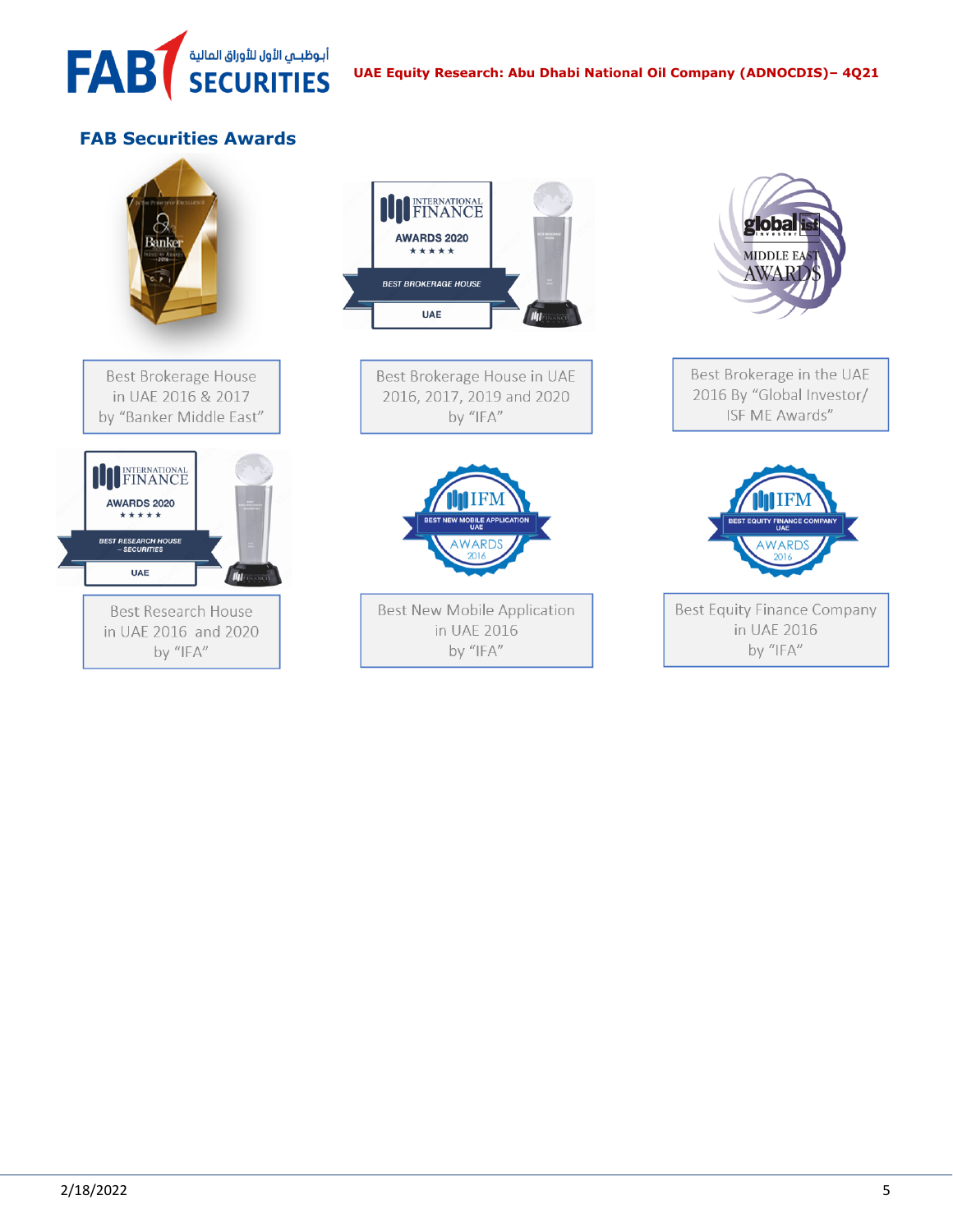## FAB Securities Awards

Best Brokerage House in UAE 2016 & 2017 by "Banker Middle East"

Best Brokerage House in UAE 2016, 2017, 2019 and 2020 by "IFA"

Best Brokerage in the UAE 2016 By "Global Investor/ ISF ME Awards"

Best Research House in UAE 2016 and 2020 by "IFA"

Best New Mobile Application in UAE 2016 by "IFA"

Best Equity Finance Company in UAE 2016 by "IFA"